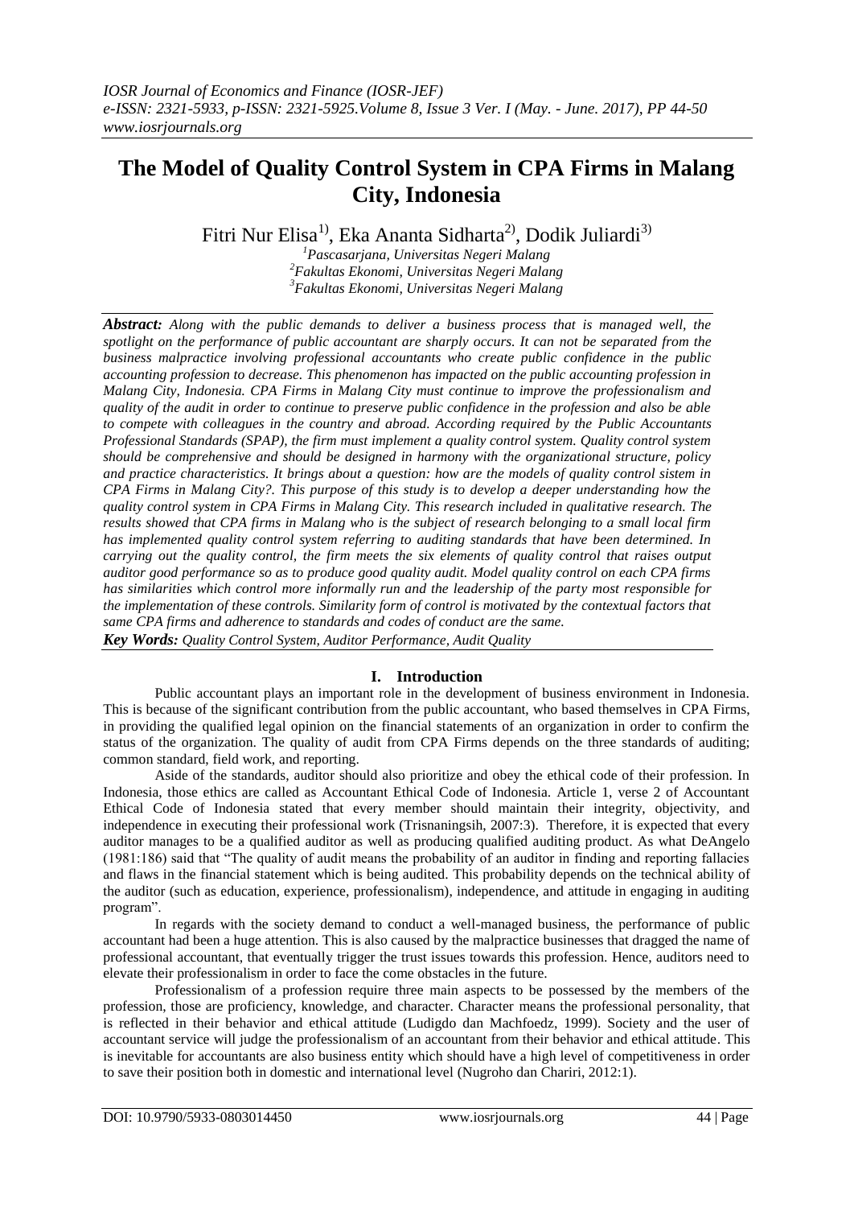# The Model of Quality Control System in CPA Firms in Malang City, Indonesia

Fitri Nur Elisa[1)], Eka Ananta Sidharta[2)], Dodik Juliardi[3)]

[1]*Pascasarjana, Universitas Negeri Malang*
[2]*Fakultas Ekonomi, Universitas Negeri Malang*
[3]*Fakultas Ekonomi, Universitas Negeri Malang*

***Abstract:*** *Along with the public demands to deliver a business process that is managed well, the spotlight on the performance of public accountant are sharply occurs. It can not be separated from the business malpractice involving professional accountants who create public confidence in the public accounting profession to decrease. This phenomenon has impacted on the public accounting profession in Malang City, Indonesia. CPA Firms in Malang City must continue to improve the professionalism and quality of the audit in order to continue to preserve public confidence in the profession and also be able to compete with colleagues in the country and abroad. According required by the Public Accountants Professional Standards (SPAP), the firm must implement a quality control system. Quality control system should be comprehensive and should be designed in harmony with the organizational structure, policy and practice characteristics. It brings about a question: how are the models of quality control sistem in CPA Firms in Malang City?. This purpose of this study is to develop a deeper understanding how the quality control system in CPA Firms in Malang City. This research included in qualitative research. The results showed that CPA firms in Malang who is the subject of research belonging to a small local firm has implemented quality control system referring to auditing standards that have been determined. In carrying out the quality control, the firm meets the six elements of quality control that raises output auditor good performance so as to produce good quality audit. Model quality control on each CPA firms has similarities which control more informally run and the leadership of the party most responsible for the implementation of these controls. Similarity form of control is motivated by the contextual factors that same CPA firms and adherence to standards and codes of conduct are the same.*

***Key Words:*** *Quality Control System, Auditor Performance, Audit Quality*

## I. Introduction

Public accountant plays an important role in the development of business environment in Indonesia. This is because of the significant contribution from the public accountant, who based themselves in CPA Firms, in providing the qualified legal opinion on the financial statements of an organization in order to confirm the status of the organization. The quality of audit from CPA Firms depends on the three standards of auditing; common standard, field work, and reporting.

Aside of the standards, auditor should also prioritize and obey the ethical code of their profession. In Indonesia, those ethics are called as Accountant Ethical Code of Indonesia. Article 1, verse 2 of Accountant Ethical Code of Indonesia stated that every member should maintain their integrity, objectivity, and independence in executing their professional work (Trisnaningsih, 2007:3). Therefore, it is expected that every auditor manages to be a qualified auditor as well as producing qualified auditing product. As what DeAngelo (1981:186) said that "The quality of audit means the probability of an auditor in finding and reporting fallacies and flaws in the financial statement which is being audited. This probability depends on the technical ability of the auditor (such as education, experience, professionalism), independence, and attitude in engaging in auditing program".

In regards with the society demand to conduct a well-managed business, the performance of public accountant had been a huge attention. This is also caused by the malpractice businesses that dragged the name of professional accountant, that eventually trigger the trust issues towards this profession. Hence, auditors need to elevate their professionalism in order to face the come obstacles in the future.

Professionalism of a profession require three main aspects to be possessed by the members of the profession, those are proficiency, knowledge, and character. Character means the professional personality, that is reflected in their behavior and ethical attitude (Ludigdo dan Machfoedz, 1999). Society and the user of accountant service will judge the professionalism of an accountant from their behavior and ethical attitude. This is inevitable for accountants are also business entity which should have a high level of competitiveness in order to save their position both in domestic and international level (Nugroho dan Chariri, 2012:1).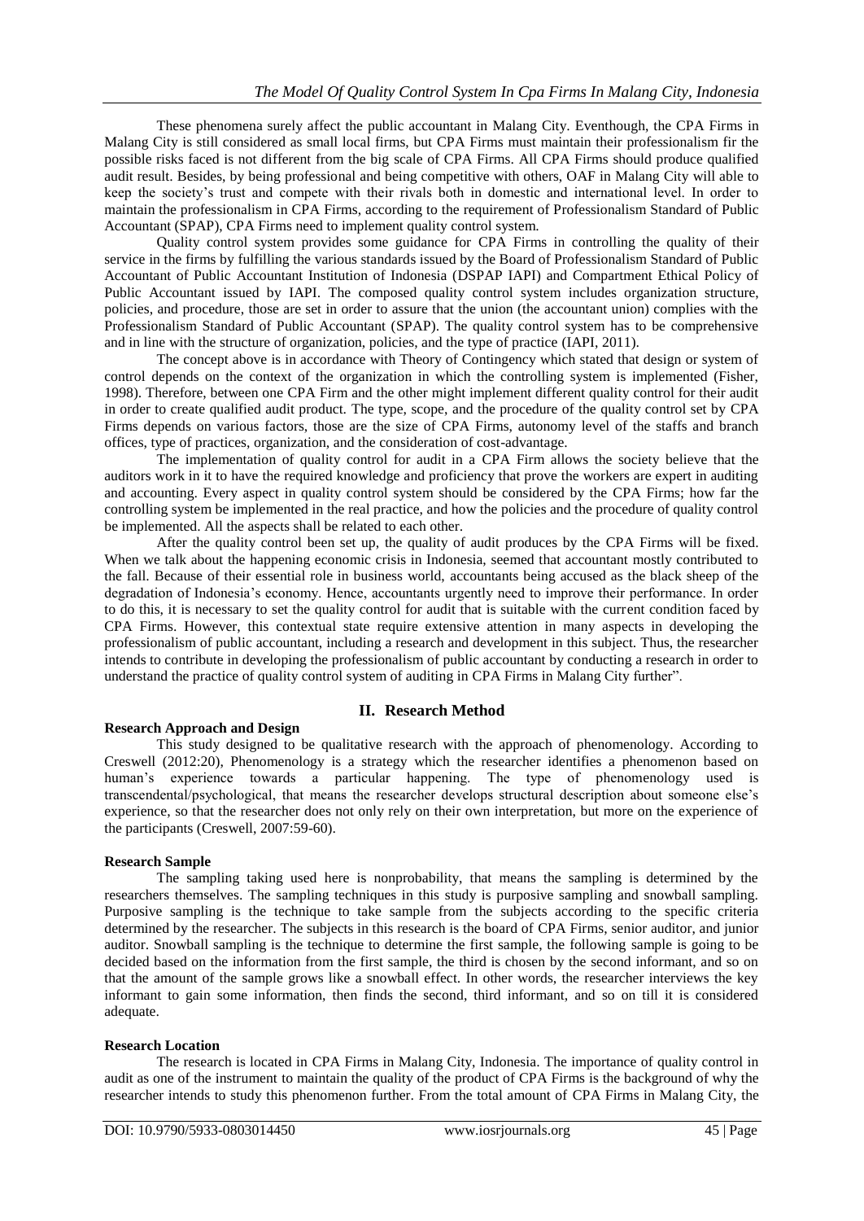These phenomena surely affect the public accountant in Malang City. Eventhough, the CPA Firms in Malang City is still considered as small local firms, but CPA Firms must maintain their professionalism fir the possible risks faced is not different from the big scale of CPA Firms. All CPA Firms should produce qualified audit result. Besides, by being professional and being competitive with others, OAF in Malang City will able to keep the society's trust and compete with their rivals both in domestic and international level. In order to maintain the professionalism in CPA Firms, according to the requirement of Professionalism Standard of Public Accountant (SPAP), CPA Firms need to implement quality control system.

Quality control system provides some guidance for CPA Firms in controlling the quality of their service in the firms by fulfilling the various standards issued by the Board of Professionalism Standard of Public Accountant of Public Accountant Institution of Indonesia (DSPAP IAPI) and Compartment Ethical Policy of Public Accountant issued by IAPI. The composed quality control system includes organization structure, policies, and procedure, those are set in order to assure that the union (the accountant union) complies with the Professionalism Standard of Public Accountant (SPAP). The quality control system has to be comprehensive and in line with the structure of organization, policies, and the type of practice (IAPI, 2011).

The concept above is in accordance with Theory of Contingency which stated that design or system of control depends on the context of the organization in which the controlling system is implemented (Fisher, 1998). Therefore, between one CPA Firm and the other might implement different quality control for their audit in order to create qualified audit product. The type, scope, and the procedure of the quality control set by CPA Firms depends on various factors, those are the size of CPA Firms, autonomy level of the staffs and branch offices, type of practices, organization, and the consideration of cost-advantage.

The implementation of quality control for audit in a CPA Firm allows the society believe that the auditors work in it to have the required knowledge and proficiency that prove the workers are expert in auditing and accounting. Every aspect in quality control system should be considered by the CPA Firms; how far the controlling system be implemented in the real practice, and how the policies and the procedure of quality control be implemented. All the aspects shall be related to each other.

After the quality control been set up, the quality of audit produces by the CPA Firms will be fixed. When we talk about the happening economic crisis in Indonesia, seemed that accountant mostly contributed to the fall. Because of their essential role in business world, accountants being accused as the black sheep of the degradation of Indonesia's economy. Hence, accountants urgently need to improve their performance. In order to do this, it is necessary to set the quality control for audit that is suitable with the current condition faced by CPA Firms. However, this contextual state require extensive attention in many aspects in developing the professionalism of public accountant, including a research and development in this subject. Thus, the researcher intends to contribute in developing the professionalism of public accountant by conducting a research in order to understand the practice of quality control system of auditing in CPA Firms in Malang City further".

## II. Research Method

### Research Approach and Design

This study designed to be qualitative research with the approach of phenomenology. According to Creswell (2012:20), Phenomenology is a strategy which the researcher identifies a phenomenon based on human's experience towards a particular happening. The type of phenomenology used is transcendental/psychological, that means the researcher develops structural description about someone else's experience, so that the researcher does not only rely on their own interpretation, but more on the experience of the participants (Creswell, 2007:59-60).

### Research Sample

The sampling taking used here is nonprobability, that means the sampling is determined by the researchers themselves. The sampling techniques in this study is purposive sampling and snowball sampling. Purposive sampling is the technique to take sample from the subjects according to the specific criteria determined by the researcher. The subjects in this research is the board of CPA Firms, senior auditor, and junior auditor. Snowball sampling is the technique to determine the first sample, the following sample is going to be decided based on the information from the first sample, the third is chosen by the second informant, and so on that the amount of the sample grows like a snowball effect. In other words, the researcher interviews the key informant to gain some information, then finds the second, third informant, and so on till it is considered adequate.

### Research Location

The research is located in CPA Firms in Malang City, Indonesia. The importance of quality control in audit as one of the instrument to maintain the quality of the product of CPA Firms is the background of why the researcher intends to study this phenomenon further. From the total amount of CPA Firms in Malang City, the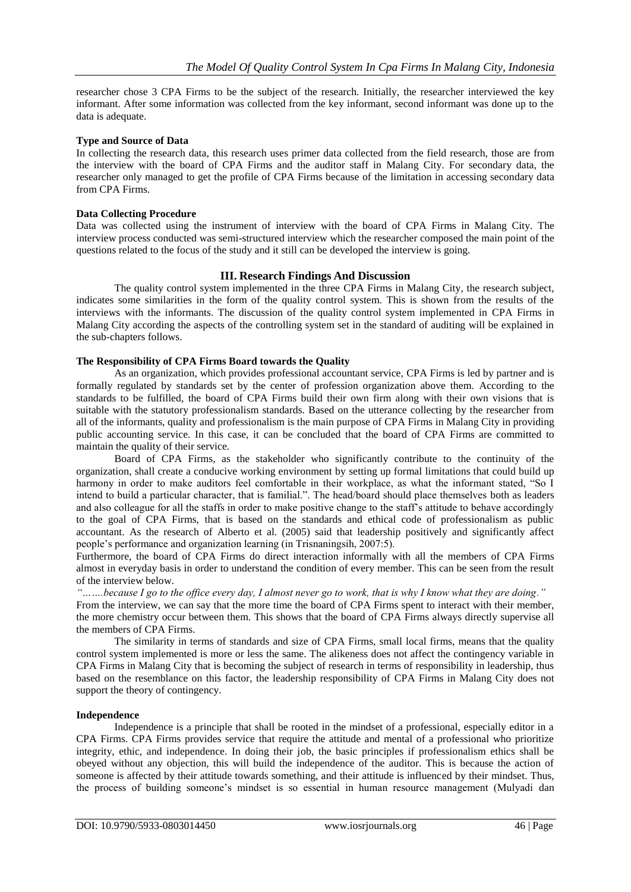researcher chose 3 CPA Firms to be the subject of the research. Initially, the researcher interviewed the key informant. After some information was collected from the key informant, second informant was done up to the data is adequate.

**Type and Source of Data**

In collecting the research data, this research uses primer data collected from the field research, those are from the interview with the board of CPA Firms and the auditor staff in Malang City. For secondary data, the researcher only managed to get the profile of CPA Firms because of the limitation in accessing secondary data from CPA Firms.

**Data Collecting Procedure**

Data was collected using the instrument of interview with the board of CPA Firms in Malang City. The interview process conducted was semi-structured interview which the researcher composed the main point of the questions related to the focus of the study and it still can be developed the interview is going.

## III. Research Findings And Discussion

The quality control system implemented in the three CPA Firms in Malang City, the research subject, indicates some similarities in the form of the quality control system. This is shown from the results of the interviews with the informants. The discussion of the quality control system implemented in CPA Firms in Malang City according the aspects of the controlling system set in the standard of auditing will be explained in the sub-chapters follows.

**The Responsibility of CPA Firms Board towards the Quality**

As an organization, which provides professional accountant service, CPA Firms is led by partner and is formally regulated by standards set by the center of profession organization above them. According to the standards to be fulfilled, the board of CPA Firms build their own firm along with their own visions that is suitable with the statutory professionalism standards. Based on the utterance collecting by the researcher from all of the informants, quality and professionalism is the main purpose of CPA Firms in Malang City in providing public accounting service. In this case, it can be concluded that the board of CPA Firms are committed to maintain the quality of their service.

Board of CPA Firms, as the stakeholder who significantly contribute to the continuity of the organization, shall create a conducive working environment by setting up formal limitations that could build up harmony in order to make auditors feel comfortable in their workplace, as what the informant stated, "So I intend to build a particular character, that is familial.". The head/board should place themselves both as leaders and also colleague for all the staffs in order to make positive change to the staff's attitude to behave accordingly to the goal of CPA Firms, that is based on the standards and ethical code of professionalism as public accountant. As the research of Alberto et al. (2005) said that leadership positively and significantly affect people's performance and organization learning (in Trisnaningsih, 2007:5).

Furthermore, the board of CPA Firms do direct interaction informally with all the members of CPA Firms almost in everyday basis in order to understand the condition of every member. This can be seen from the result of the interview below.

*"…….because I go to the office every day, I almost never go to work, that is why I know what they are doing."*

From the interview, we can say that the more time the board of CPA Firms spent to interact with their member, the more chemistry occur between them. This shows that the board of CPA Firms always directly supervise all the members of CPA Firms.

The similarity in terms of standards and size of CPA Firms, small local firms, means that the quality control system implemented is more or less the same. The alikeness does not affect the contingency variable in CPA Firms in Malang City that is becoming the subject of research in terms of responsibility in leadership, thus based on the resemblance on this factor, the leadership responsibility of CPA Firms in Malang City does not support the theory of contingency.

**Independence**

Independence is a principle that shall be rooted in the mindset of a professional, especially editor in a CPA Firms. CPA Firms provides service that require the attitude and mental of a professional who prioritize integrity, ethic, and independence. In doing their job, the basic principles if professionalism ethics shall be obeyed without any objection, this will build the independence of the auditor. This is because the action of someone is affected by their attitude towards something, and their attitude is influenced by their mindset. Thus, the process of building someone's mindset is so essential in human resource management (Mulyadi dan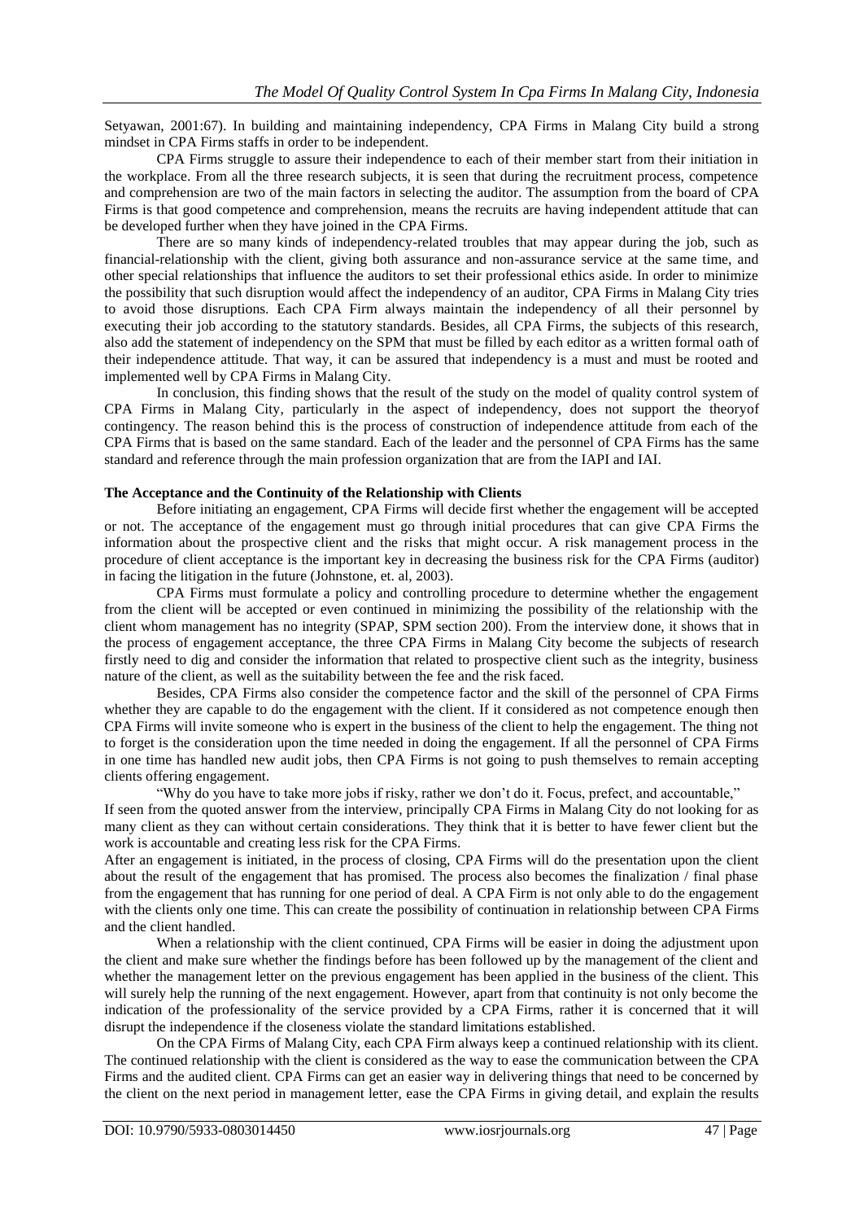Setyawan, 2001:67). In building and maintaining independency, CPA Firms in Malang City build a strong mindset in CPA Firms staffs in order to be independent.

CPA Firms struggle to assure their independence to each of their member start from their initiation in the workplace. From all the three research subjects, it is seen that during the recruitment process, competence and comprehension are two of the main factors in selecting the auditor. The assumption from the board of CPA Firms is that good competence and comprehension, means the recruits are having independent attitude that can be developed further when they have joined in the CPA Firms.

There are so many kinds of independency-related troubles that may appear during the job, such as financial-relationship with the client, giving both assurance and non-assurance service at the same time, and other special relationships that influence the auditors to set their professional ethics aside. In order to minimize the possibility that such disruption would affect the independency of an auditor, CPA Firms in Malang City tries to avoid those disruptions. Each CPA Firm always maintain the independency of all their personnel by executing their job according to the statutory standards. Besides, all CPA Firms, the subjects of this research, also add the statement of independency on the SPM that must be filled by each editor as a written formal oath of their independence attitude. That way, it can be assured that independency is a must and must be rooted and implemented well by CPA Firms in Malang City.

In conclusion, this finding shows that the result of the study on the model of quality control system of CPA Firms in Malang City, particularly in the aspect of independency, does not support the theoryof contingency. The reason behind this is the process of construction of independence attitude from each of the CPA Firms that is based on the same standard. Each of the leader and the personnel of CPA Firms has the same standard and reference through the main profession organization that are from the IAPI and IAI.

**The Acceptance and the Continuity of the Relationship with Clients**

Before initiating an engagement, CPA Firms will decide first whether the engagement will be accepted or not. The acceptance of the engagement must go through initial procedures that can give CPA Firms the information about the prospective client and the risks that might occur. A risk management process in the procedure of client acceptance is the important key in decreasing the business risk for the CPA Firms (auditor) in facing the litigation in the future (Johnstone, et. al, 2003).

CPA Firms must formulate a policy and controlling procedure to determine whether the engagement from the client will be accepted or even continued in minimizing the possibility of the relationship with the client whom management has no integrity (SPAP, SPM section 200). From the interview done, it shows that in the process of engagement acceptance, the three CPA Firms in Malang City become the subjects of research firstly need to dig and consider the information that related to prospective client such as the integrity, business nature of the client, as well as the suitability between the fee and the risk faced.

Besides, CPA Firms also consider the competence factor and the skill of the personnel of CPA Firms whether they are capable to do the engagement with the client. If it considered as not competence enough then CPA Firms will invite someone who is expert in the business of the client to help the engagement. The thing not to forget is the consideration upon the time needed in doing the engagement. If all the personnel of CPA Firms in one time has handled new audit jobs, then CPA Firms is not going to push themselves to remain accepting clients offering engagement.

"Why do you have to take more jobs if risky, rather we don't do it. Focus, prefect, and accountable,"

If seen from the quoted answer from the interview, principally CPA Firms in Malang City do not looking for as many client as they can without certain considerations. They think that it is better to have fewer client but the work is accountable and creating less risk for the CPA Firms.

After an engagement is initiated, in the process of closing, CPA Firms will do the presentation upon the client about the result of the engagement that has promised. The process also becomes the finalization / final phase from the engagement that has running for one period of deal. A CPA Firm is not only able to do the engagement with the clients only one time. This can create the possibility of continuation in relationship between CPA Firms and the client handled.

When a relationship with the client continued, CPA Firms will be easier in doing the adjustment upon the client and make sure whether the findings before has been followed up by the management of the client and whether the management letter on the previous engagement has been applied in the business of the client. This will surely help the running of the next engagement. However, apart from that continuity is not only become the indication of the professionality of the service provided by a CPA Firms, rather it is concerned that it will disrupt the independence if the closeness violate the standard limitations established.

On the CPA Firms of Malang City, each CPA Firm always keep a continued relationship with its client. The continued relationship with the client is considered as the way to ease the communication between the CPA Firms and the audited client. CPA Firms can get an easier way in delivering things that need to be concerned by the client on the next period in management letter, ease the CPA Firms in giving detail, and explain the results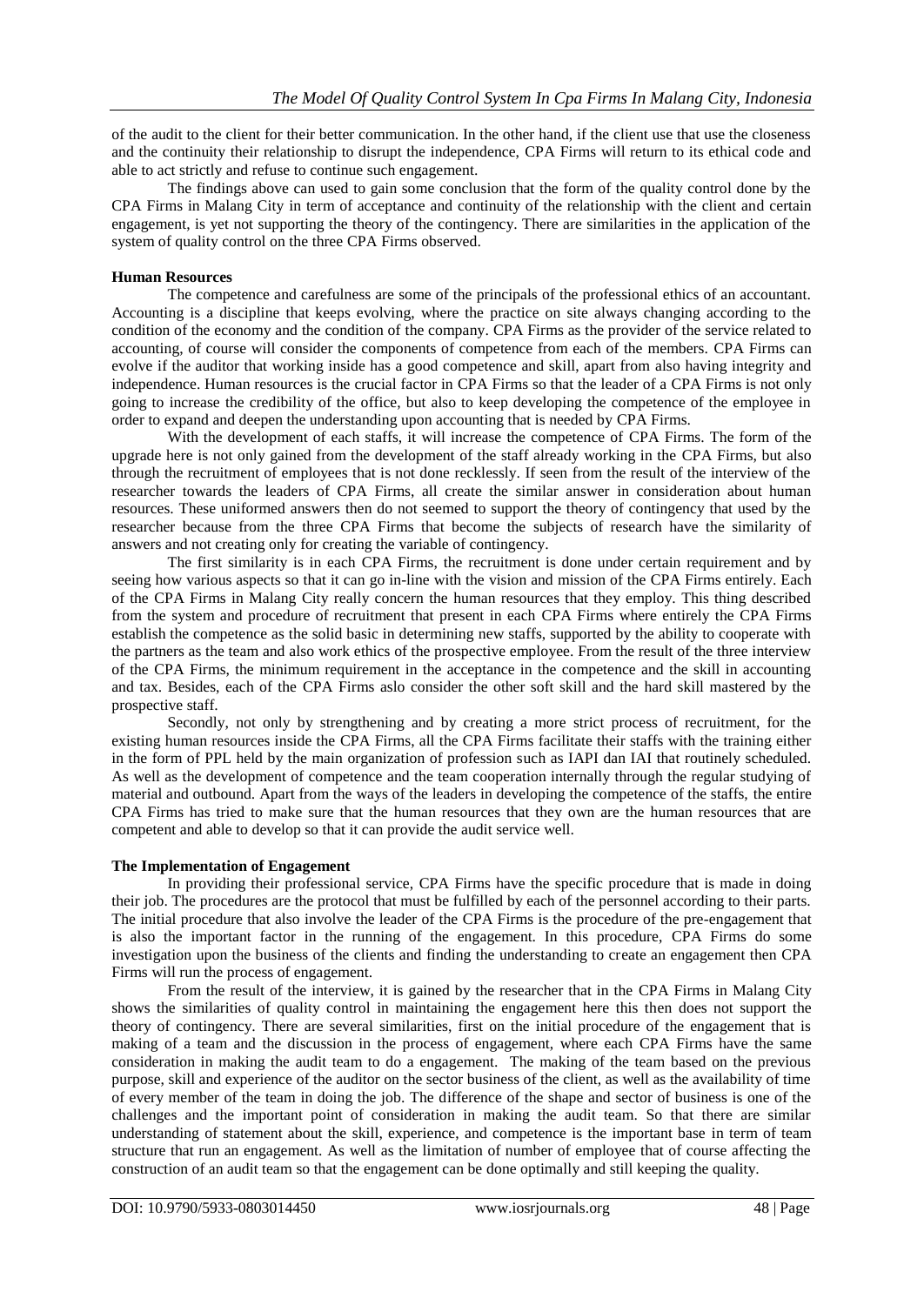of the audit to the client for their better communication. In the other hand, if the client use that use the closeness and the continuity their relationship to disrupt the independence, CPA Firms will return to its ethical code and able to act strictly and refuse to continue such engagement.

The findings above can used to gain some conclusion that the form of the quality control done by the CPA Firms in Malang City in term of acceptance and continuity of the relationship with the client and certain engagement, is yet not supporting the theory of the contingency. There are similarities in the application of the system of quality control on the three CPA Firms observed.

**Human Resources**

The competence and carefulness are some of the principals of the professional ethics of an accountant. Accounting is a discipline that keeps evolving, where the practice on site always changing according to the condition of the economy and the condition of the company. CPA Firms as the provider of the service related to accounting, of course will consider the components of competence from each of the members. CPA Firms can evolve if the auditor that working inside has a good competence and skill, apart from also having integrity and independence. Human resources is the crucial factor in CPA Firms so that the leader of a CPA Firms is not only going to increase the credibility of the office, but also to keep developing the competence of the employee in order to expand and deepen the understanding upon accounting that is needed by CPA Firms.

With the development of each staffs, it will increase the competence of CPA Firms. The form of the upgrade here is not only gained from the development of the staff already working in the CPA Firms, but also through the recruitment of employees that is not done recklessly. If seen from the result of the interview of the researcher towards the leaders of CPA Firms, all create the similar answer in consideration about human resources. These uniformed answers then do not seemed to support the theory of contingency that used by the researcher because from the three CPA Firms that become the subjects of research have the similarity of answers and not creating only for creating the variable of contingency.

The first similarity is in each CPA Firms, the recruitment is done under certain requirement and by seeing how various aspects so that it can go in-line with the vision and mission of the CPA Firms entirely. Each of the CPA Firms in Malang City really concern the human resources that they employ. This thing described from the system and procedure of recruitment that present in each CPA Firms where entirely the CPA Firms establish the competence as the solid basic in determining new staffs, supported by the ability to cooperate with the partners as the team and also work ethics of the prospective employee. From the result of the three interview of the CPA Firms, the minimum requirement in the acceptance in the competence and the skill in accounting and tax. Besides, each of the CPA Firms aslo consider the other soft skill and the hard skill mastered by the prospective staff.

Secondly, not only by strengthening and by creating a more strict process of recruitment, for the existing human resources inside the CPA Firms, all the CPA Firms facilitate their staffs with the training either in the form of PPL held by the main organization of profession such as IAPI dan IAI that routinely scheduled. As well as the development of competence and the team cooperation internally through the regular studying of material and outbound. Apart from the ways of the leaders in developing the competence of the staffs, the entire CPA Firms has tried to make sure that the human resources that they own are the human resources that are competent and able to develop so that it can provide the audit service well.

**The Implementation of Engagement**

In providing their professional service, CPA Firms have the specific procedure that is made in doing their job. The procedures are the protocol that must be fulfilled by each of the personnel according to their parts. The initial procedure that also involve the leader of the CPA Firms is the procedure of the pre-engagement that is also the important factor in the running of the engagement. In this procedure, CPA Firms do some investigation upon the business of the clients and finding the understanding to create an engagement then CPA Firms will run the process of engagement.

From the result of the interview, it is gained by the researcher that in the CPA Firms in Malang City shows the similarities of quality control in maintaining the engagement here this then does not support the theory of contingency. There are several similarities, first on the initial procedure of the engagement that is making of a team and the discussion in the process of engagement, where each CPA Firms have the same consideration in making the audit team to do a engagement. The making of the team based on the previous purpose, skill and experience of the auditor on the sector business of the client, as well as the availability of time of every member of the team in doing the job. The difference of the shape and sector of business is one of the challenges and the important point of consideration in making the audit team. So that there are similar understanding of statement about the skill, experience, and competence is the important base in term of team structure that run an engagement. As well as the limitation of number of employee that of course affecting the construction of an audit team so that the engagement can be done optimally and still keeping the quality.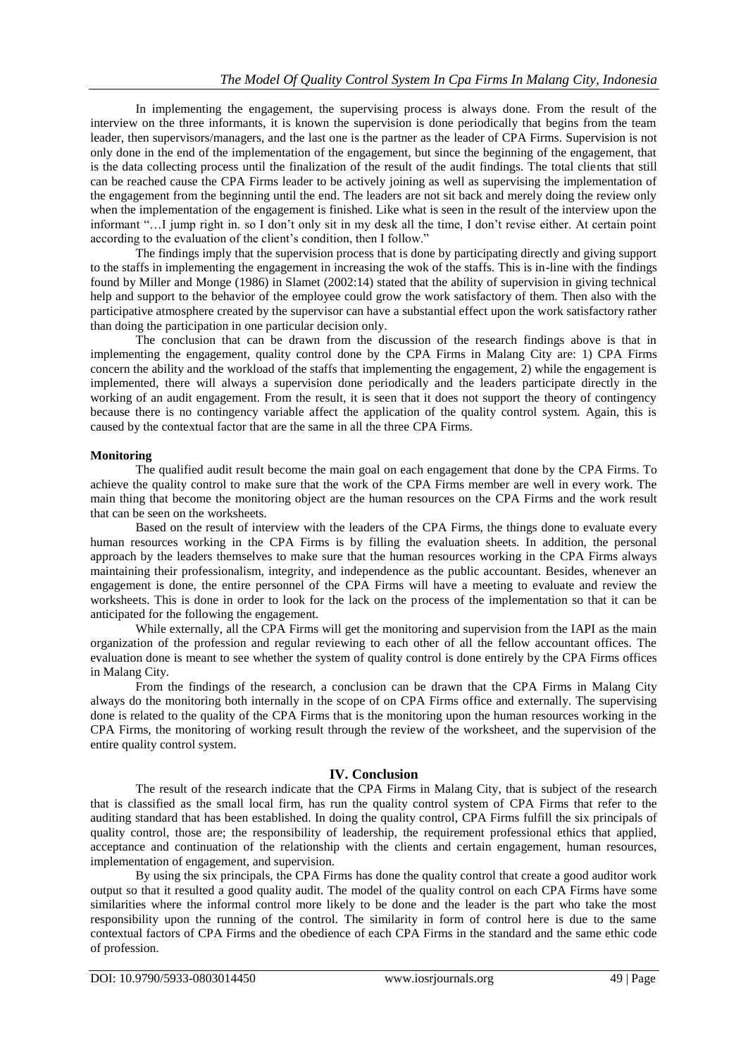In implementing the engagement, the supervising process is always done. From the result of the interview on the three informants, it is known the supervision is done periodically that begins from the team leader, then supervisors/managers, and the last one is the partner as the leader of CPA Firms. Supervision is not only done in the end of the implementation of the engagement, but since the beginning of the engagement, that is the data collecting process until the finalization of the result of the audit findings. The total clients that still can be reached cause the CPA Firms leader to be actively joining as well as supervising the implementation of the engagement from the beginning until the end. The leaders are not sit back and merely doing the review only when the implementation of the engagement is finished. Like what is seen in the result of the interview upon the informant "…I jump right in. so I don't only sit in my desk all the time, I don't revise either. At certain point according to the evaluation of the client's condition, then I follow."

The findings imply that the supervision process that is done by participating directly and giving support to the staffs in implementing the engagement in increasing the wok of the staffs. This is in-line with the findings found by Miller and Monge (1986) in Slamet (2002:14) stated that the ability of supervision in giving technical help and support to the behavior of the employee could grow the work satisfactory of them. Then also with the participative atmosphere created by the supervisor can have a substantial effect upon the work satisfactory rather than doing the participation in one particular decision only.

The conclusion that can be drawn from the discussion of the research findings above is that in implementing the engagement, quality control done by the CPA Firms in Malang City are: 1) CPA Firms concern the ability and the workload of the staffs that implementing the engagement, 2) while the engagement is implemented, there will always a supervision done periodically and the leaders participate directly in the working of an audit engagement. From the result, it is seen that it does not support the theory of contingency because there is no contingency variable affect the application of the quality control system. Again, this is caused by the contextual factor that are the same in all the three CPA Firms.

**Monitoring**

The qualified audit result become the main goal on each engagement that done by the CPA Firms. To achieve the quality control to make sure that the work of the CPA Firms member are well in every work. The main thing that become the monitoring object are the human resources on the CPA Firms and the work result that can be seen on the worksheets.

Based on the result of interview with the leaders of the CPA Firms, the things done to evaluate every human resources working in the CPA Firms is by filling the evaluation sheets. In addition, the personal approach by the leaders themselves to make sure that the human resources working in the CPA Firms always maintaining their professionalism, integrity, and independence as the public accountant. Besides, whenever an engagement is done, the entire personnel of the CPA Firms will have a meeting to evaluate and review the worksheets. This is done in order to look for the lack on the process of the implementation so that it can be anticipated for the following the engagement.

While externally, all the CPA Firms will get the monitoring and supervision from the IAPI as the main organization of the profession and regular reviewing to each other of all the fellow accountant offices. The evaluation done is meant to see whether the system of quality control is done entirely by the CPA Firms offices in Malang City.

From the findings of the research, a conclusion can be drawn that the CPA Firms in Malang City always do the monitoring both internally in the scope of on CPA Firms office and externally. The supervising done is related to the quality of the CPA Firms that is the monitoring upon the human resources working in the CPA Firms, the monitoring of working result through the review of the worksheet, and the supervision of the entire quality control system.

## IV. Conclusion

The result of the research indicate that the CPA Firms in Malang City, that is subject of the research that is classified as the small local firm, has run the quality control system of CPA Firms that refer to the auditing standard that has been established. In doing the quality control, CPA Firms fulfill the six principals of quality control, those are; the responsibility of leadership, the requirement professional ethics that applied, acceptance and continuation of the relationship with the clients and certain engagement, human resources, implementation of engagement, and supervision.

By using the six principals, the CPA Firms has done the quality control that create a good auditor work output so that it resulted a good quality audit. The model of the quality control on each CPA Firms have some similarities where the informal control more likely to be done and the leader is the part who take the most responsibility upon the running of the control. The similarity in form of control here is due to the same contextual factors of CPA Firms and the obedience of each CPA Firms in the standard and the same ethic code of profession.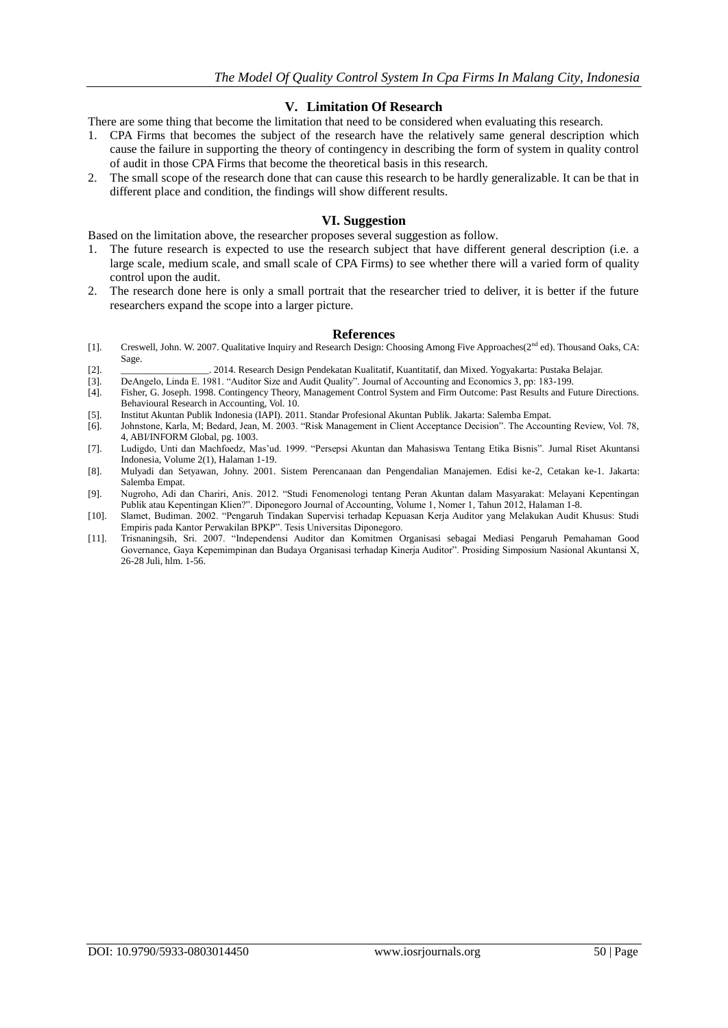## V. Limitation Of Research

There are some thing that become the limitation that need to be considered when evaluating this research.

1. CPA Firms that becomes the subject of the research have the relatively same general description which cause the failure in supporting the theory of contingency in describing the form of system in quality control of audit in those CPA Firms that become the theoretical basis in this research.
2. The small scope of the research done that can cause this research to be hardly generalizable. It can be that in different place and condition, the findings will show different results.

## VI. Suggestion

Based on the limitation above, the researcher proposes several suggestion as follow.

1. The future research is expected to use the research subject that have different general description (i.e. a large scale, medium scale, and small scale of CPA Firms) to see whether there will a varied form of quality control upon the audit.
2. The research done here is only a small portrait that the researcher tried to deliver, it is better if the future researchers expand the scope into a larger picture.

## References

[1]. Creswell, John. W. 2007. Qualitative Inquiry and Research Design: Choosing Among Five Approaches(2nd ed). Thousand Oaks, CA: Sage.

[2]. _________________. 2014. Research Design Pendekatan Kualitatif, Kuantitatif, dan Mixed. Yogyakarta: Pustaka Belajar.

[3]. DeAngelo, Linda E. 1981. "Auditor Size and Audit Quality". Journal of Accounting and Economics 3, pp: 183-199.

[4]. Fisher, G. Joseph. 1998. Contingency Theory, Management Control System and Firm Outcome: Past Results and Future Directions. Behavioural Research in Accounting, Vol. 10.

[5]. Institut Akuntan Publik Indonesia (IAPI). 2011. Standar Profesional Akuntan Publik. Jakarta: Salemba Empat.

[6]. Johnstone, Karla, M; Bedard, Jean, M. 2003. "Risk Management in Client Acceptance Decision". The Accounting Review, Vol. 78, 4, ABI/INFORM Global, pg. 1003.

[7]. Ludigdo, Unti dan Machfoedz, Mas'ud. 1999. "Persepsi Akuntan dan Mahasiswa Tentang Etika Bisnis". Jurnal Riset Akuntansi Indonesia, Volume 2(1), Halaman 1-19.

[8]. Mulyadi dan Setyawan, Johny. 2001. Sistem Perencanaan dan Pengendalian Manajemen. Edisi ke-2, Cetakan ke-1. Jakarta: Salemba Empat.

[9]. Nugroho, Adi dan Chariri, Anis. 2012. "Studi Fenomenologi tentang Peran Akuntan dalam Masyarakat: Melayani Kepentingan Publik atau Kepentingan Klien?". Diponegoro Journal of Accounting, Volume 1, Nomer 1, Tahun 2012, Halaman 1-8.

[10]. Slamet, Budiman. 2002. "Pengaruh Tindakan Supervisi terhadap Kepuasan Kerja Auditor yang Melakukan Audit Khusus: Studi Empiris pada Kantor Perwakilan BPKP". Tesis Universitas Diponegoro.

[11]. Trisnaningsih, Sri. 2007. "Independensi Auditor dan Komitmen Organisasi sebagai Mediasi Pengaruh Pemahaman Good Governance, Gaya Kepemimpinan dan Budaya Organisasi terhadap Kinerja Auditor". Prosiding Simposium Nasional Akuntansi X, 26-28 Juli, hlm. 1-56.